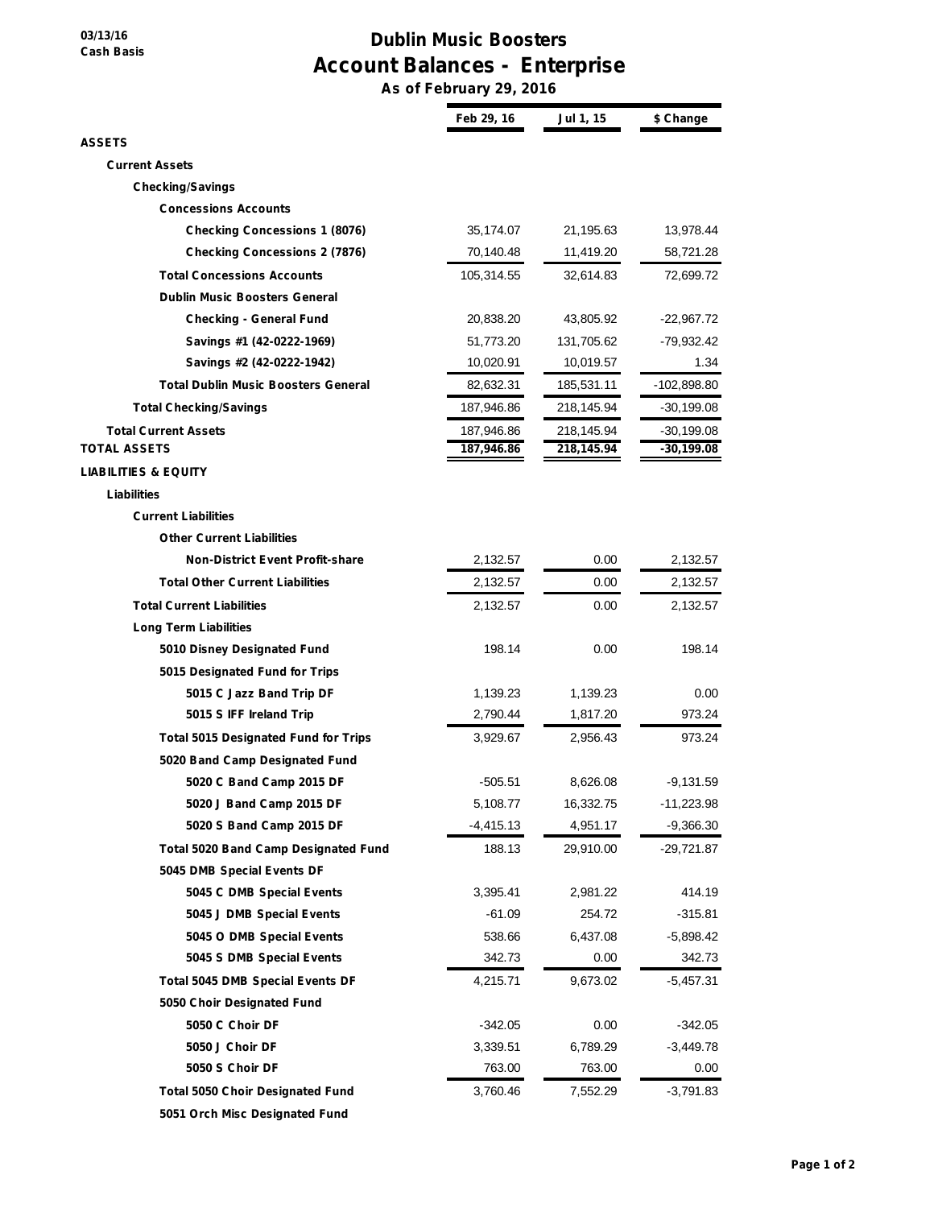03/13/16
Cash Basis

# Dublin Music Boosters
## Account Balances - Enterprise
### As of February 29, 2016

| | Feb 29, 16 | Jul 1, 15 | $ Change |
|---|---|---|---|
| **ASSETS** | | | |
| **Current Assets** | | | |
| **Checking/Savings** | | | |
| **Concessions Accounts** | | | |
| **Checking Concessions 1 (8076)** | 35,174.07 | 21,195.63 | 13,978.44 |
| **Checking Concessions 2 (7876)** | 70,140.48 | 11,419.20 | 58,721.28 |
| **Total Concessions Accounts** | 105,314.55 | 32,614.83 | 72,699.72 |
| **Dublin Music Boosters General** | | | |
| **Checking - General Fund** | 20,838.20 | 43,805.92 | -22,967.72 |
| **Savings #1 (42-0222-1969)** | 51,773.20 | 131,705.62 | -79,932.42 |
| **Savings #2 (42-0222-1942)** | 10,020.91 | 10,019.57 | 1.34 |
| **Total Dublin Music Boosters General** | 82,632.31 | 185,531.11 | -102,898.80 |
| **Total Checking/Savings** | 187,946.86 | 218,145.94 | -30,199.08 |
| **Total Current Assets** | 187,946.86 | 218,145.94 | -30,199.08 |
| **TOTAL ASSETS** | 187,946.86 | 218,145.94 | -30,199.08 |
| **LIABILITIES & EQUITY** | | | |
| **Liabilities** | | | |
| **Current Liabilities** | | | |
| **Other Current Liabilities** | | | |
| **Non-District Event Profit-share** | 2,132.57 | 0.00 | 2,132.57 |
| **Total Other Current Liabilities** | 2,132.57 | 0.00 | 2,132.57 |
| **Total Current Liabilities** | 2,132.57 | 0.00 | 2,132.57 |
| **Long Term Liabilities** | | | |
| **5010 Disney Designated Fund** | 198.14 | 0.00 | 198.14 |
| **5015 Designated Fund for Trips** | | | |
| **5015 C Jazz Band Trip DF** | 1,139.23 | 1,139.23 | 0.00 |
| **5015 S IFF Ireland Trip** | 2,790.44 | 1,817.20 | 973.24 |
| **Total 5015 Designated Fund for Trips** | 3,929.67 | 2,956.43 | 973.24 |
| **5020 Band Camp Designated Fund** | | | |
| **5020 C Band Camp 2015 DF** | -505.51 | 8,626.08 | -9,131.59 |
| **5020 J Band Camp 2015 DF** | 5,108.77 | 16,332.75 | -11,223.98 |
| **5020 S Band Camp 2015 DF** | -4,415.13 | 4,951.17 | -9,366.30 |
| **Total 5020 Band Camp Designated Fund** | 188.13 | 29,910.00 | -29,721.87 |
| **5045 DMB Special Events DF** | | | |
| **5045 C DMB Special Events** | 3,395.41 | 2,981.22 | 414.19 |
| **5045 J DMB Special Events** | -61.09 | 254.72 | -315.81 |
| **5045 O DMB Special Events** | 538.66 | 6,437.08 | -5,898.42 |
| **5045 S DMB Special Events** | 342.73 | 0.00 | 342.73 |
| **Total 5045 DMB Special Events DF** | 4,215.71 | 9,673.02 | -5,457.31 |
| **5050 Choir Designated Fund** | | | |
| **5050 C Choir DF** | -342.05 | 0.00 | -342.05 |
| **5050 J Choir DF** | 3,339.51 | 6,789.29 | -3,449.78 |
| **5050 S Choir DF** | 763.00 | 763.00 | 0.00 |
| **Total 5050 Choir Designated Fund** | 3,760.46 | 7,552.29 | -3,791.83 |
| **5051 Orch Misc Designated Fund** | | | |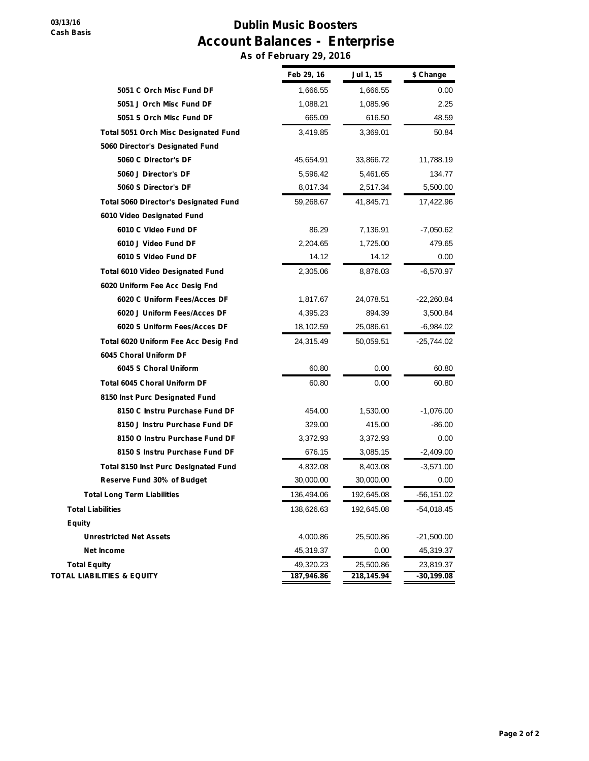03/13/16
Cash Basis

# Dublin Music Boosters
# Account Balances - Enterprise
### As of February 29, 2016

| | Feb 29, 16 | Jul 1, 15 | $ Change |
|---|---|---|---|
| 5051 C Orch Misc Fund DF | 1,666.55 | 1,666.55 | 0.00 |
| 5051 J Orch Misc Fund DF | 1,088.21 | 1,085.96 | 2.25 |
| 5051 S Orch Misc Fund DF | 665.09 | 616.50 | 48.59 |
| Total 5051 Orch Misc Designated Fund | 3,419.85 | 3,369.01 | 50.84 |
| 5060 Director's Designated Fund | | | |
| 5060 C Director's DF | 45,654.91 | 33,866.72 | 11,788.19 |
| 5060 J Director's DF | 5,596.42 | 5,461.65 | 134.77 |
| 5060 S Director's DF | 8,017.34 | 2,517.34 | 5,500.00 |
| Total 5060 Director's Designated Fund | 59,268.67 | 41,845.71 | 17,422.96 |
| 6010 Video Designated Fund | | | |
| 6010 C Video Fund DF | 86.29 | 7,136.91 | -7,050.62 |
| 6010 J Video Fund DF | 2,204.65 | 1,725.00 | 479.65 |
| 6010 S Video Fund DF | 14.12 | 14.12 | 0.00 |
| Total 6010 Video Designated Fund | 2,305.06 | 8,876.03 | -6,570.97 |
| 6020 Uniform Fee Acc Desig Fnd | | | |
| 6020 C Uniform Fees/Acces DF | 1,817.67 | 24,078.51 | -22,260.84 |
| 6020 J Uniform Fees/Acces DF | 4,395.23 | 894.39 | 3,500.84 |
| 6020 S Uniform Fees/Acces DF | 18,102.59 | 25,086.61 | -6,984.02 |
| Total 6020 Uniform Fee Acc Desig Fnd | 24,315.49 | 50,059.51 | -25,744.02 |
| 6045 Choral Uniform DF | | | |
| 6045 S Choral Uniform | 60.80 | 0.00 | 60.80 |
| Total 6045 Choral Uniform DF | 60.80 | 0.00 | 60.80 |
| 8150 Inst Purc Designated Fund | | | |
| 8150 C Instru Purchase Fund DF | 454.00 | 1,530.00 | -1,076.00 |
| 8150 J Instru Purchase Fund DF | 329.00 | 415.00 | -86.00 |
| 8150 O Instru Purchase Fund DF | 3,372.93 | 3,372.93 | 0.00 |
| 8150 S Instru Purchase Fund DF | 676.15 | 3,085.15 | -2,409.00 |
| Total 8150 Inst Purc Designated Fund | 4,832.08 | 8,403.08 | -3,571.00 |
| Reserve Fund 30% of Budget | 30,000.00 | 30,000.00 | 0.00 |
| Total Long Term Liabilities | 136,494.06 | 192,645.08 | -56,151.02 |
| Total Liabilities | 138,626.63 | 192,645.08 | -54,018.45 |
| Equity | | | |
| Unrestricted Net Assets | 4,000.86 | 25,500.86 | -21,500.00 |
| Net Income | 45,319.37 | 0.00 | 45,319.37 |
| Total Equity | 49,320.23 | 25,500.86 | 23,819.37 |
| TOTAL LIABILITIES & EQUITY | 187,946.86 | 218,145.94 | -30,199.08 |